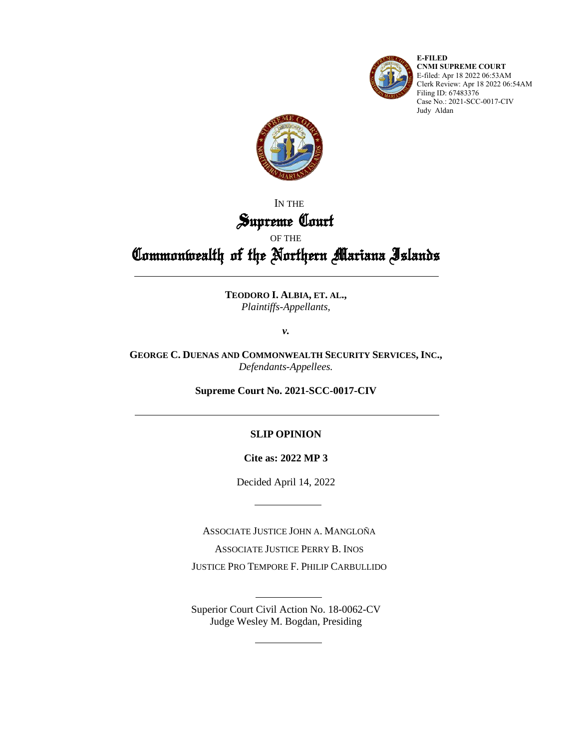**E-FILED**
**CNMI SUPREME COURT**
E-filed: Apr 18 2022 06:53AM
Clerk Review: Apr 18 2022 06:54AM
Filing ID: 67483376
Case No.: 2021-SCC-0017-CIV
Judy Aldan

IN THE

# Supreme Court

OF THE

# Commonwealth of the Northern Mariana Islands

---

**TEODORO I. ALBIA, ET. AL.,**
*Plaintiffs-Appellants,*

***v.***

**GEORGE C. DUENAS AND COMMONWEALTH SECURITY SERVICES, INC.,**
*Defendants-Appellees.*

**Supreme Court No. 2021-SCC-0017-CIV**

---

**SLIP OPINION**

**Cite as: 2022 MP 3**

Decided April 14, 2022

---

ASSOCIATE JUSTICE JOHN A. MANGLOÑA

ASSOCIATE JUSTICE PERRY B. INOS

JUSTICE PRO TEMPORE F. PHILIP CARBULLIDO

---

Superior Court Civil Action No. 18-0062-CV
Judge Wesley M. Bogdan, Presiding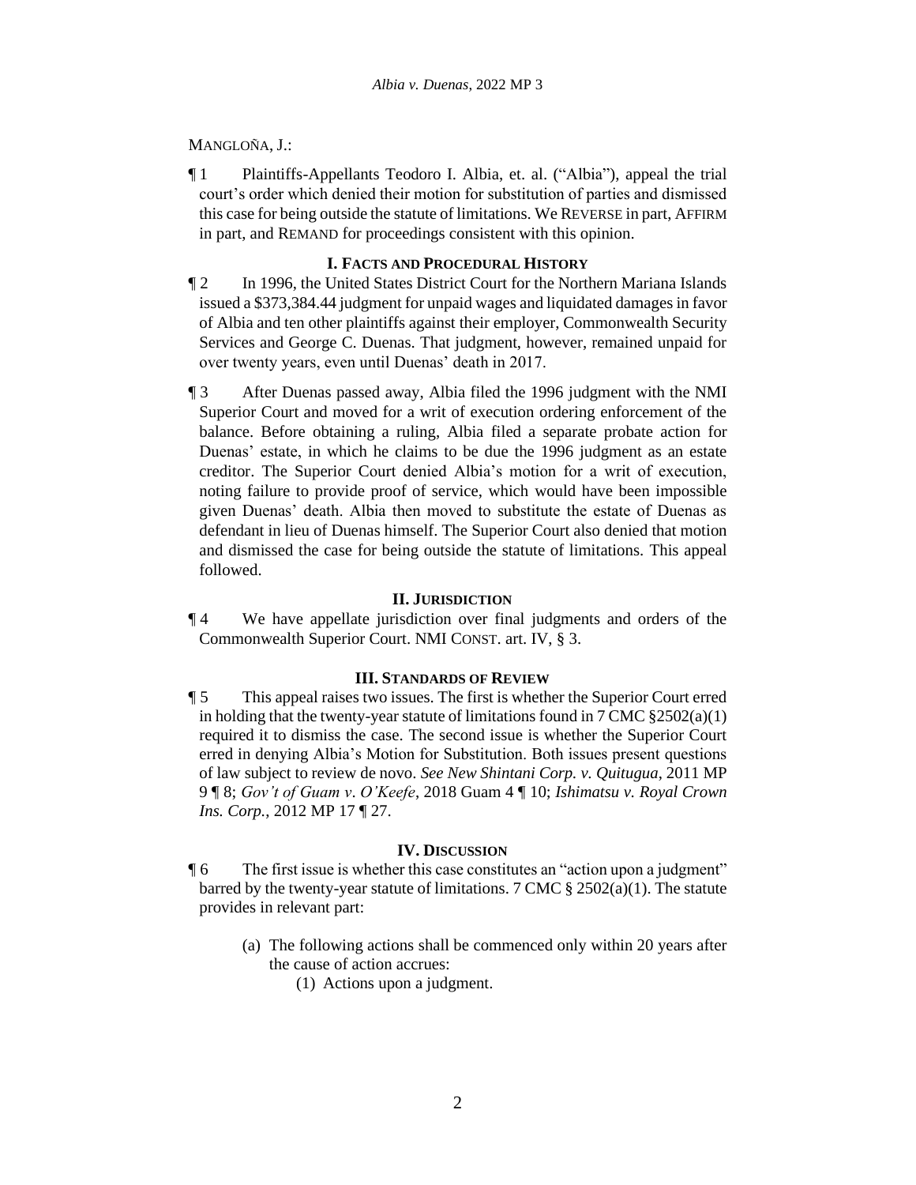MANGLOÑA, J.:

¶ 1 Plaintiffs-Appellants Teodoro I. Albia, et. al. ("Albia"), appeal the trial court's order which denied their motion for substitution of parties and dismissed this case for being outside the statute of limitations. We REVERSE in part, AFFIRM in part, and REMAND for proceedings consistent with this opinion.

## I. FACTS AND PROCEDURAL HISTORY

¶ 2 In 1996, the United States District Court for the Northern Mariana Islands issued a \$373,384.44 judgment for unpaid wages and liquidated damages in favor of Albia and ten other plaintiffs against their employer, Commonwealth Security Services and George C. Duenas. That judgment, however, remained unpaid for over twenty years, even until Duenas' death in 2017.

¶ 3 After Duenas passed away, Albia filed the 1996 judgment with the NMI Superior Court and moved for a writ of execution ordering enforcement of the balance. Before obtaining a ruling, Albia filed a separate probate action for Duenas' estate, in which he claims to be due the 1996 judgment as an estate creditor. The Superior Court denied Albia's motion for a writ of execution, noting failure to provide proof of service, which would have been impossible given Duenas' death. Albia then moved to substitute the estate of Duenas as defendant in lieu of Duenas himself. The Superior Court also denied that motion and dismissed the case for being outside the statute of limitations. This appeal followed.

## II. JURISDICTION

¶ 4 We have appellate jurisdiction over final judgments and orders of the Commonwealth Superior Court. NMI CONST. art. IV, § 3.

## III. STANDARDS OF REVIEW

¶ 5 This appeal raises two issues. The first is whether the Superior Court erred in holding that the twenty-year statute of limitations found in 7 CMC §2502(a)(1) required it to dismiss the case. The second issue is whether the Superior Court erred in denying Albia's Motion for Substitution. Both issues present questions of law subject to review de novo. *See New Shintani Corp. v. Quitugua*, 2011 MP 9 ¶ 8; *Gov't of Guam v. O'Keefe*, 2018 Guam 4 ¶ 10; *Ishimatsu v. Royal Crown Ins. Corp.*, 2012 MP 17 ¶ 27.

## IV. DISCUSSION

¶ 6 The first issue is whether this case constitutes an "action upon a judgment" barred by the twenty-year statute of limitations. 7 CMC § 2502(a)(1). The statute provides in relevant part:

> (a) The following actions shall be commenced only within 20 years after the cause of action accrues:
>
> (1) Actions upon a judgment.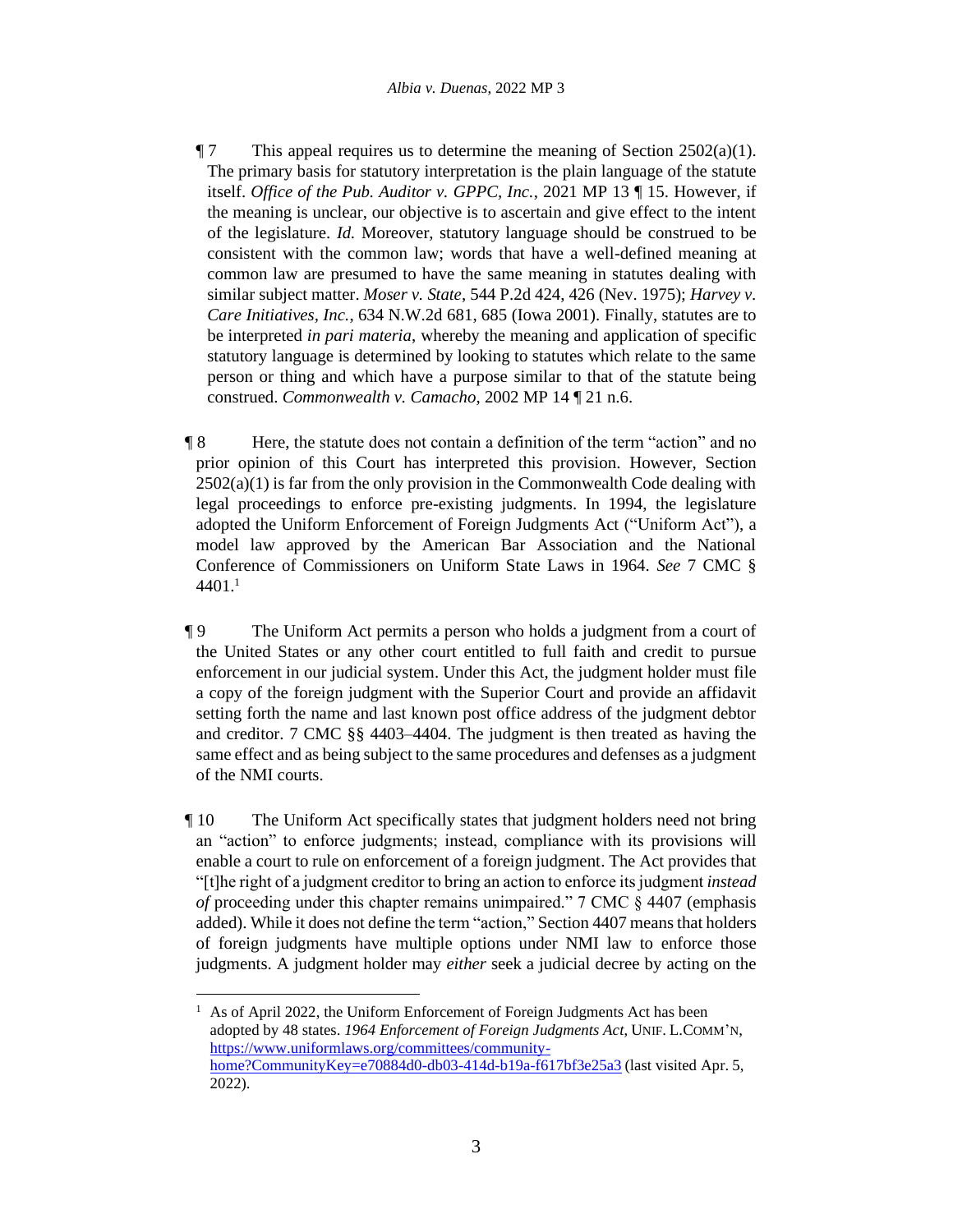¶ 7 This appeal requires us to determine the meaning of Section 2502(a)(1). The primary basis for statutory interpretation is the plain language of the statute itself. *Office of the Pub. Auditor v. GPPC, Inc.*, 2021 MP 13 ¶ 15. However, if the meaning is unclear, our objective is to ascertain and give effect to the intent of the legislature. *Id.* Moreover, statutory language should be construed to be consistent with the common law; words that have a well-defined meaning at common law are presumed to have the same meaning in statutes dealing with similar subject matter. *Moser v. State*, 544 P.2d 424, 426 (Nev. 1975); *Harvey v. Care Initiatives, Inc.*, 634 N.W.2d 681, 685 (Iowa 2001). Finally, statutes are to be interpreted *in pari materia*, whereby the meaning and application of specific statutory language is determined by looking to statutes which relate to the same person or thing and which have a purpose similar to that of the statute being construed. *Commonwealth v. Camacho*, 2002 MP 14 ¶ 21 n.6.

¶ 8 Here, the statute does not contain a definition of the term "action" and no prior opinion of this Court has interpreted this provision. However, Section 2502(a)(1) is far from the only provision in the Commonwealth Code dealing with legal proceedings to enforce pre-existing judgments. In 1994, the legislature adopted the Uniform Enforcement of Foreign Judgments Act ("Uniform Act"), a model law approved by the American Bar Association and the National Conference of Commissioners on Uniform State Laws in 1964. *See* 7 CMC § 4401.[1]

¶ 9 The Uniform Act permits a person who holds a judgment from a court of the United States or any other court entitled to full faith and credit to pursue enforcement in our judicial system. Under this Act, the judgment holder must file a copy of the foreign judgment with the Superior Court and provide an affidavit setting forth the name and last known post office address of the judgment debtor and creditor. 7 CMC §§ 4403–4404. The judgment is then treated as having the same effect and as being subject to the same procedures and defenses as a judgment of the NMI courts.

¶ 10 The Uniform Act specifically states that judgment holders need not bring an "action" to enforce judgments; instead, compliance with its provisions will enable a court to rule on enforcement of a foreign judgment. The Act provides that "[t]he right of a judgment creditor to bring an action to enforce its judgment *instead of* proceeding under this chapter remains unimpaired." 7 CMC § 4407 (emphasis added). While it does not define the term "action," Section 4407 means that holders of foreign judgments have multiple options under NMI law to enforce those judgments. A judgment holder may *either* seek a judicial decree by acting on the

---

[1] As of April 2022, the Uniform Enforcement of Foreign Judgments Act has been adopted by 48 states. *1964 Enforcement of Foreign Judgments Act*, UNIF. L.COMM'N, https://www.uniformlaws.org/committees/community-home?CommunityKey=e70884d0-db03-414d-b19a-f617bf3e25a3 (last visited Apr. 5, 2022).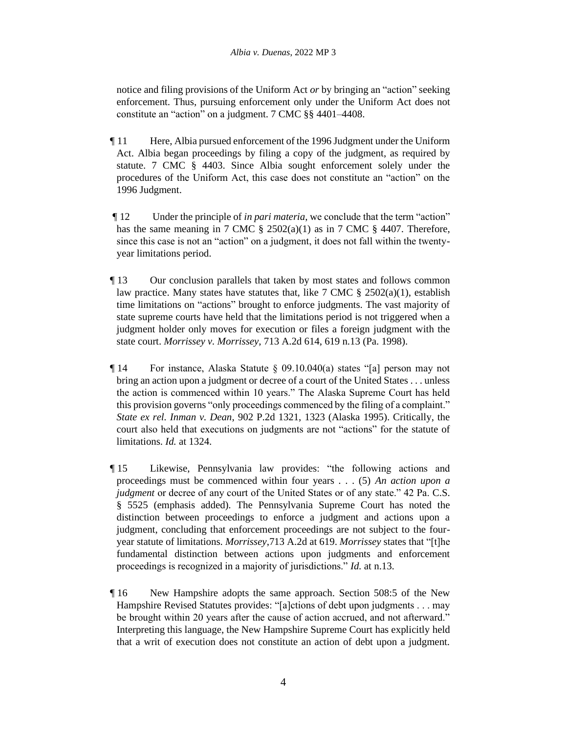notice and filing provisions of the Uniform Act *or* by bringing an "action" seeking enforcement. Thus, pursuing enforcement only under the Uniform Act does not constitute an "action" on a judgment. 7 CMC §§ 4401–4408.

¶ 11 Here, Albia pursued enforcement of the 1996 Judgment under the Uniform Act. Albia began proceedings by filing a copy of the judgment, as required by statute. 7 CMC § 4403. Since Albia sought enforcement solely under the procedures of the Uniform Act, this case does not constitute an "action" on the 1996 Judgment.

¶ 12 Under the principle of *in pari materia*, we conclude that the term "action" has the same meaning in 7 CMC § 2502(a)(1) as in 7 CMC § 4407. Therefore, since this case is not an "action" on a judgment, it does not fall within the twenty-year limitations period.

¶ 13 Our conclusion parallels that taken by most states and follows common law practice. Many states have statutes that, like 7 CMC § 2502(a)(1), establish time limitations on "actions" brought to enforce judgments. The vast majority of state supreme courts have held that the limitations period is not triggered when a judgment holder only moves for execution or files a foreign judgment with the state court. *Morrissey v. Morrissey*, 713 A.2d 614, 619 n.13 (Pa. 1998).

¶ 14 For instance, Alaska Statute § 09.10.040(a) states "[a] person may not bring an action upon a judgment or decree of a court of the United States . . . unless the action is commenced within 10 years." The Alaska Supreme Court has held this provision governs "only proceedings commenced by the filing of a complaint." *State ex rel. Inman v. Dean*, 902 P.2d 1321, 1323 (Alaska 1995). Critically, the court also held that executions on judgments are not "actions" for the statute of limitations. *Id.* at 1324.

¶ 15 Likewise, Pennsylvania law provides: "the following actions and proceedings must be commenced within four years . . . (5) *An action upon a judgment* or decree of any court of the United States or of any state." 42 Pa. C.S. § 5525 (emphasis added). The Pennsylvania Supreme Court has noted the distinction between proceedings to enforce a judgment and actions upon a judgment, concluding that enforcement proceedings are not subject to the four-year statute of limitations. *Morrissey*,713 A.2d at 619. *Morrissey* states that "[t]he fundamental distinction between actions upon judgments and enforcement proceedings is recognized in a majority of jurisdictions." *Id.* at n.13.

¶ 16 New Hampshire adopts the same approach. Section 508:5 of the New Hampshire Revised Statutes provides: "[a]ctions of debt upon judgments . . . may be brought within 20 years after the cause of action accrued, and not afterward." Interpreting this language, the New Hampshire Supreme Court has explicitly held that a writ of execution does not constitute an action of debt upon a judgment.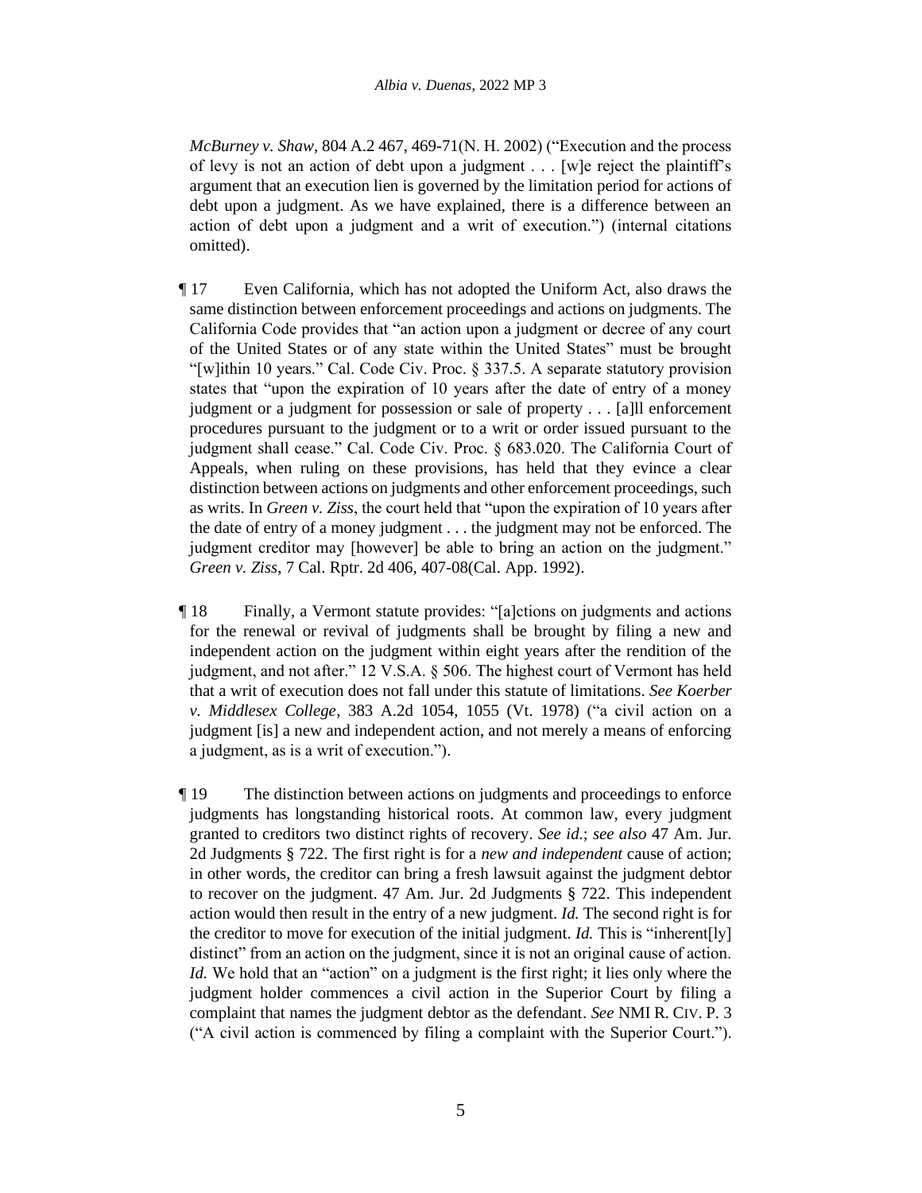*McBurney v. Shaw*, 804 A.2 467, 469-71(N. H. 2002) ("Execution and the process of levy is not an action of debt upon a judgment . . . [w]e reject the plaintiff's argument that an execution lien is governed by the limitation period for actions of debt upon a judgment. As we have explained, there is a difference between an action of debt upon a judgment and a writ of execution.") (internal citations omitted).

¶ 17 Even California, which has not adopted the Uniform Act, also draws the same distinction between enforcement proceedings and actions on judgments. The California Code provides that "an action upon a judgment or decree of any court of the United States or of any state within the United States" must be brought "[w]ithin 10 years." Cal. Code Civ. Proc. § 337.5. A separate statutory provision states that "upon the expiration of 10 years after the date of entry of a money judgment or a judgment for possession or sale of property . . . [a]ll enforcement procedures pursuant to the judgment or to a writ or order issued pursuant to the judgment shall cease." Cal. Code Civ. Proc. § 683.020. The California Court of Appeals, when ruling on these provisions, has held that they evince a clear distinction between actions on judgments and other enforcement proceedings, such as writs. In *Green v. Ziss*, the court held that "upon the expiration of 10 years after the date of entry of a money judgment . . . the judgment may not be enforced. The judgment creditor may [however] be able to bring an action on the judgment." *Green v. Ziss*, 7 Cal. Rptr. 2d 406, 407-08(Cal. App. 1992).

¶ 18 Finally, a Vermont statute provides: "[a]ctions on judgments and actions for the renewal or revival of judgments shall be brought by filing a new and independent action on the judgment within eight years after the rendition of the judgment, and not after." 12 V.S.A. § 506. The highest court of Vermont has held that a writ of execution does not fall under this statute of limitations. *See Koerber v. Middlesex College*, 383 A.2d 1054, 1055 (Vt. 1978) ("a civil action on a judgment [is] a new and independent action, and not merely a means of enforcing a judgment, as is a writ of execution.").

¶ 19 The distinction between actions on judgments and proceedings to enforce judgments has longstanding historical roots. At common law, every judgment granted to creditors two distinct rights of recovery. *See id.*; *see also* 47 Am. Jur. 2d Judgments § 722. The first right is for a *new and independent* cause of action; in other words, the creditor can bring a fresh lawsuit against the judgment debtor to recover on the judgment. 47 Am. Jur. 2d Judgments § 722. This independent action would then result in the entry of a new judgment. *Id.* The second right is for the creditor to move for execution of the initial judgment. *Id.* This is "inherent[ly] distinct" from an action on the judgment, since it is not an original cause of action. *Id.* We hold that an "action" on a judgment is the first right; it lies only where the judgment holder commences a civil action in the Superior Court by filing a complaint that names the judgment debtor as the defendant. *See* NMI R. CIV. P. 3 ("A civil action is commenced by filing a complaint with the Superior Court.").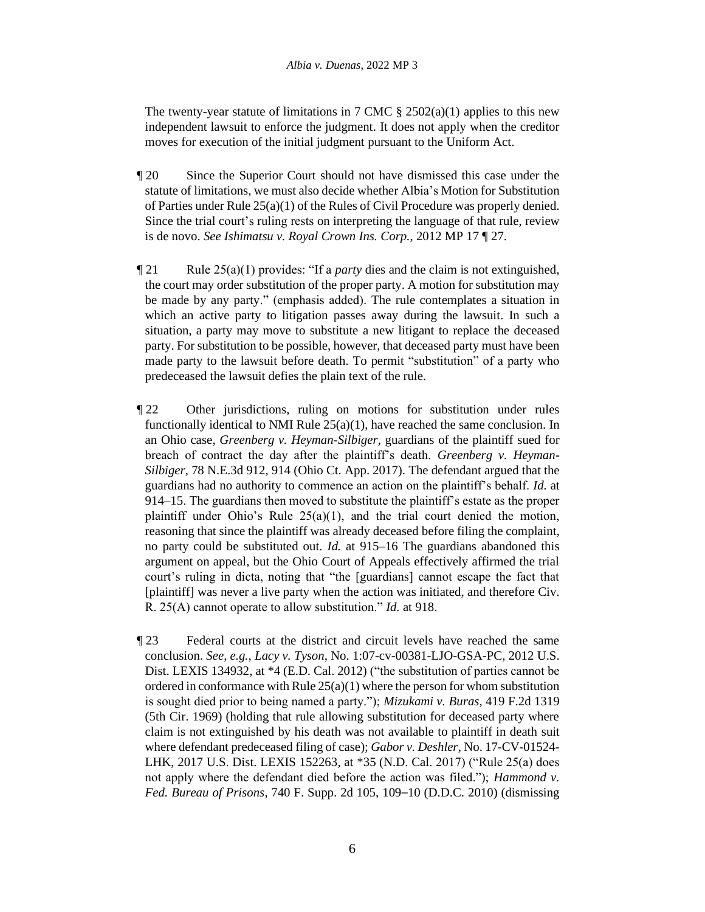The twenty-year statute of limitations in 7 CMC § 2502(a)(1) applies to this new independent lawsuit to enforce the judgment. It does not apply when the creditor moves for execution of the initial judgment pursuant to the Uniform Act.

¶ 20 Since the Superior Court should not have dismissed this case under the statute of limitations, we must also decide whether Albia's Motion for Substitution of Parties under Rule 25(a)(1) of the Rules of Civil Procedure was properly denied. Since the trial court's ruling rests on interpreting the language of that rule, review is de novo. *See Ishimatsu v. Royal Crown Ins. Corp.*, 2012 MP 17 ¶ 27.

¶ 21 Rule 25(a)(1) provides: "If a *party* dies and the claim is not extinguished, the court may order substitution of the proper party. A motion for substitution may be made by any party." (emphasis added). The rule contemplates a situation in which an active party to litigation passes away during the lawsuit. In such a situation, a party may move to substitute a new litigant to replace the deceased party. For substitution to be possible, however, that deceased party must have been made party to the lawsuit before death. To permit "substitution" of a party who predeceased the lawsuit defies the plain text of the rule.

¶ 22 Other jurisdictions, ruling on motions for substitution under rules functionally identical to NMI Rule 25(a)(1), have reached the same conclusion. In an Ohio case, *Greenberg v. Heyman-Silbiger*, guardians of the plaintiff sued for breach of contract the day after the plaintiff's death. *Greenberg v. Heyman-Silbiger*, 78 N.E.3d 912, 914 (Ohio Ct. App. 2017). The defendant argued that the guardians had no authority to commence an action on the plaintiff's behalf. *Id.* at 914–15. The guardians then moved to substitute the plaintiff's estate as the proper plaintiff under Ohio's Rule 25(a)(1), and the trial court denied the motion, reasoning that since the plaintiff was already deceased before filing the complaint, no party could be substituted out. *Id.* at 915–16 The guardians abandoned this argument on appeal, but the Ohio Court of Appeals effectively affirmed the trial court's ruling in dicta, noting that "the [guardians] cannot escape the fact that [plaintiff] was never a live party when the action was initiated, and therefore Civ. R. 25(A) cannot operate to allow substitution." *Id.* at 918.

¶ 23 Federal courts at the district and circuit levels have reached the same conclusion. *See, e.g.*, *Lacy v. Tyson*, No. 1:07-cv-00381-LJO-GSA-PC, 2012 U.S. Dist. LEXIS 134932, at *4 (E.D. Cal. 2012) ("the substitution of parties cannot be ordered in conformance with Rule 25(a)(1) where the person for whom substitution is sought died prior to being named a party."); *Mizukami v. Buras*, 419 F.2d 1319 (5th Cir. 1969) (holding that rule allowing substitution for deceased party where claim is not extinguished by his death was not available to plaintiff in death suit where defendant predeceased filing of case); *Gabor v. Deshler*, No. 17-CV-01524-LHK, 2017 U.S. Dist. LEXIS 152263, at *35 (N.D. Cal. 2017) ("Rule 25(a) does not apply where the defendant died before the action was filed."); *Hammond v. Fed. Bureau of Prisons*, 740 F. Supp. 2d 105, 109–10 (D.D.C. 2010) (dismissing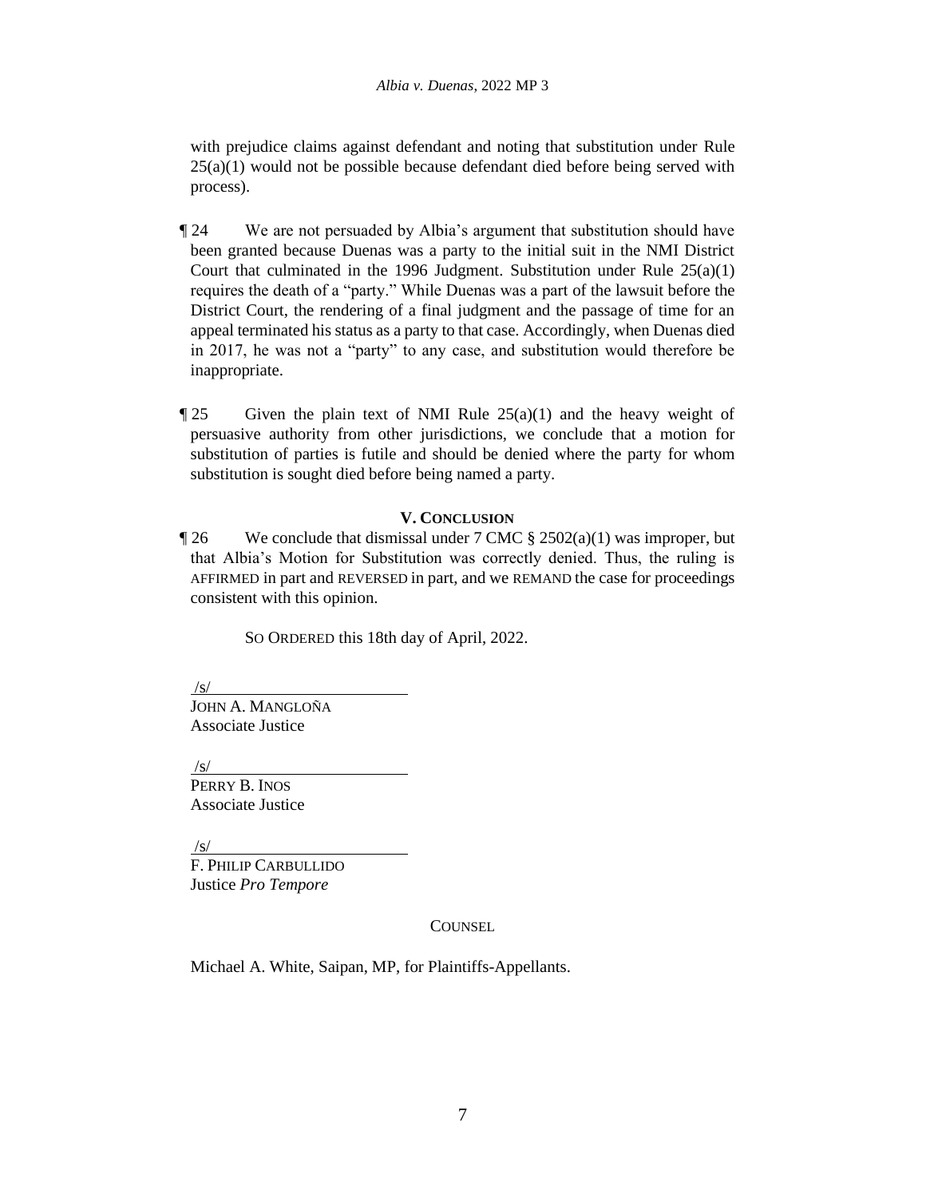with prejudice claims against defendant and noting that substitution under Rule 25(a)(1) would not be possible because defendant died before being served with process).

¶ 24 We are not persuaded by Albia's argument that substitution should have been granted because Duenas was a party to the initial suit in the NMI District Court that culminated in the 1996 Judgment. Substitution under Rule 25(a)(1) requires the death of a "party." While Duenas was a part of the lawsuit before the District Court, the rendering of a final judgment and the passage of time for an appeal terminated his status as a party to that case. Accordingly, when Duenas died in 2017, he was not a "party" to any case, and substitution would therefore be inappropriate.

¶ 25 Given the plain text of NMI Rule 25(a)(1) and the heavy weight of persuasive authority from other jurisdictions, we conclude that a motion for substitution of parties is futile and should be denied where the party for whom substitution is sought died before being named a party.

## V. CONCLUSION

¶ 26 We conclude that dismissal under 7 CMC § 2502(a)(1) was improper, but that Albia's Motion for Substitution was correctly denied. Thus, the ruling is AFFIRMED in part and REVERSED in part, and we REMAND the case for proceedings consistent with this opinion.

SO ORDERED this 18th day of April, 2022.

/s/
JOHN A. MANGLOÑA
Associate Justice

/s/
PERRY B. INOS
Associate Justice

/s/
F. PHILIP CARBULLIDO
Justice *Pro Tempore*

COUNSEL

Michael A. White, Saipan, MP, for Plaintiffs-Appellants.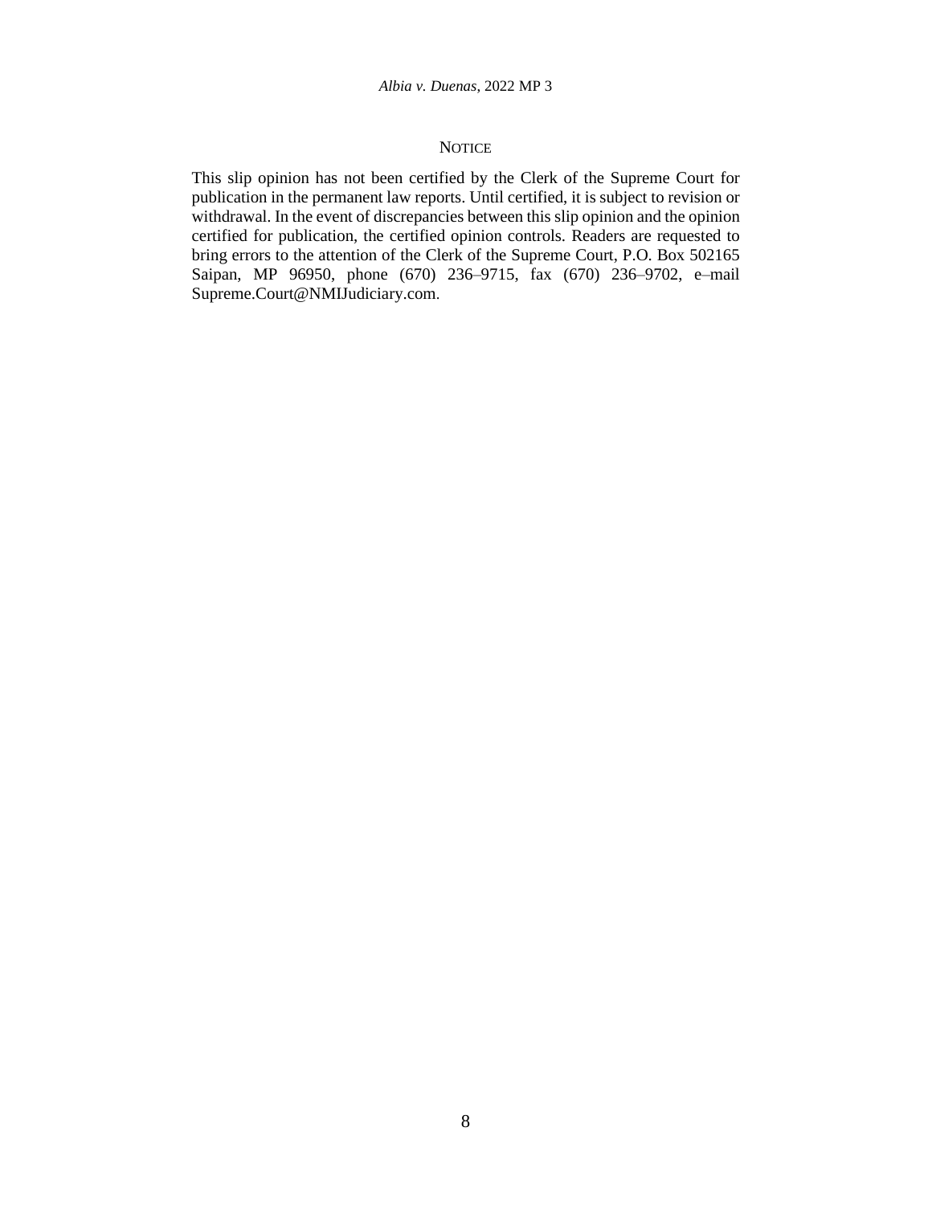## NOTICE

This slip opinion has not been certified by the Clerk of the Supreme Court for publication in the permanent law reports. Until certified, it is subject to revision or withdrawal. In the event of discrepancies between this slip opinion and the opinion certified for publication, the certified opinion controls. Readers are requested to bring errors to the attention of the Clerk of the Supreme Court, P.O. Box 502165 Saipan, MP 96950, phone (670) 236–9715, fax (670) 236–9702, e–mail Supreme.Court@NMIJudiciary.com.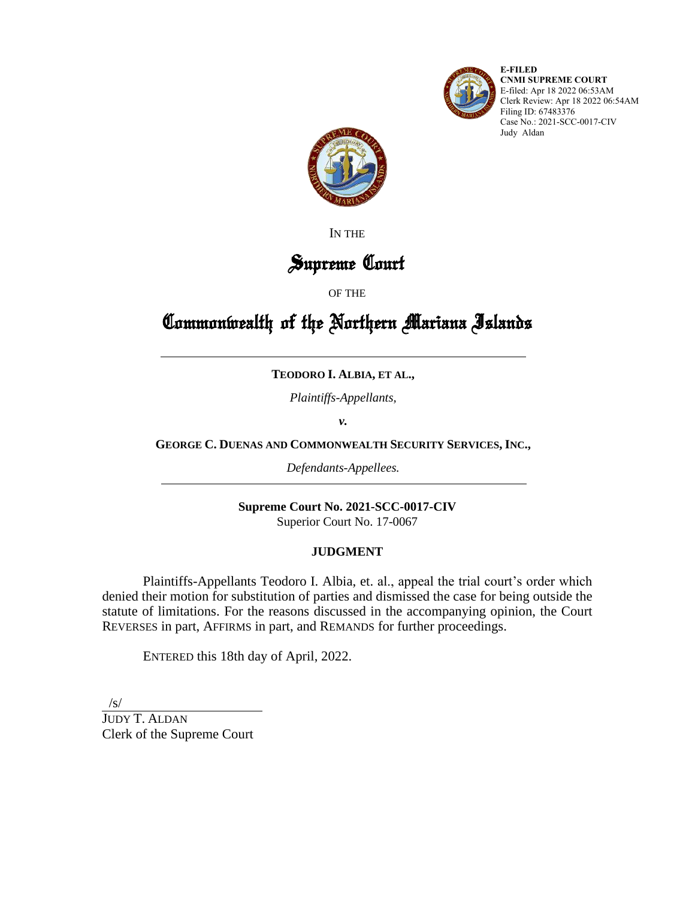**E-FILED**
**CNMI SUPREME COURT**
E-filed: Apr 18 2022 06:53AM
Clerk Review: Apr 18 2022 06:54AM
Filing ID: 67483376
Case No.: 2021-SCC-0017-CIV
Judy Aldan

IN THE

# Supreme Court

OF THE

# Commonwealth of the Northern Mariana Islands

---

**TEODORO I. ALBIA, ET AL.,**

*Plaintiffs-Appellants,*

***v.***

**GEORGE C. DUENAS AND COMMONWEALTH SECURITY SERVICES, INC.,**

*Defendants-Appellees.*

---

**Supreme Court No. 2021-SCC-0017-CIV**
Superior Court No. 17-0067

## JUDGMENT

Plaintiffs-Appellants Teodoro I. Albia, et. al., appeal the trial court's order which denied their motion for substitution of parties and dismissed the case for being outside the statute of limitations. For the reasons discussed in the accompanying opinion, the Court REVERSES in part, AFFIRMS in part, and REMANDS for further proceedings.

ENTERED this 18th day of April, 2022.

/s/
JUDY T. ALDAN
Clerk of the Supreme Court